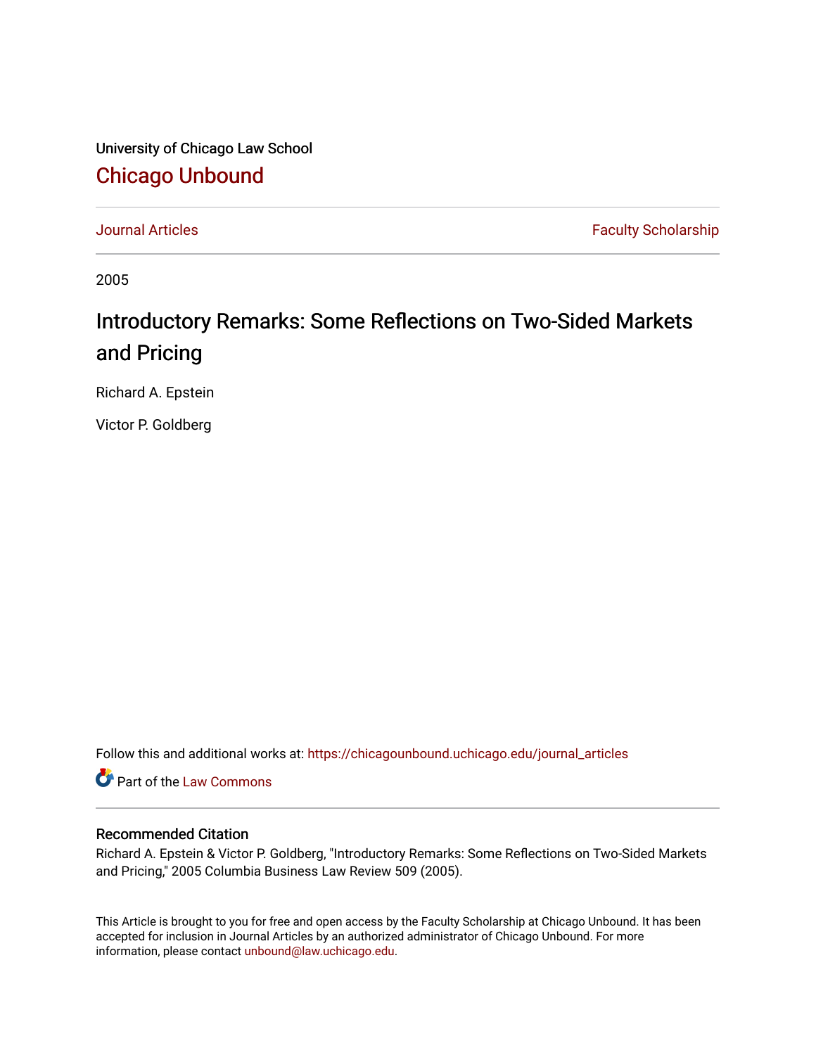University of Chicago Law School

## Chicago Unbound

Journal Articles | Faculty Scholarship

2005

# Introductory Remarks: Some Reflections on Two-Sided Markets and Pricing

Richard A. Epstein

Victor P. Goldberg

Follow this and additional works at: https://chicagounbound.uchicago.edu/journal_articles

Part of the Law Commons

### Recommended Citation

Richard A. Epstein & Victor P. Goldberg, "Introductory Remarks: Some Reflections on Two-Sided Markets and Pricing," 2005 Columbia Business Law Review 509 (2005).

This Article is brought to you for free and open access by the Faculty Scholarship at Chicago Unbound. It has been accepted for inclusion in Journal Articles by an authorized administrator of Chicago Unbound. For more information, please contact unbound@law.uchicago.edu.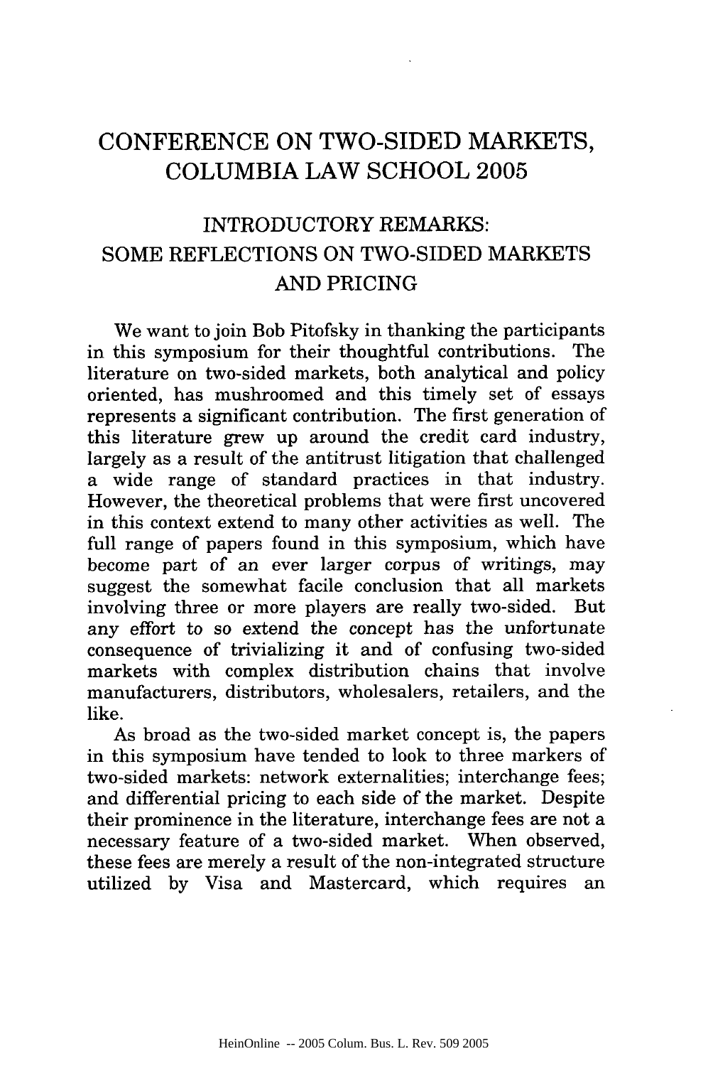# CONFERENCE ON TWO-SIDED MARKETS, COLUMBIA LAW SCHOOL 2005

## INTRODUCTORY REMARKS: SOME REFLECTIONS ON TWO-SIDED MARKETS AND PRICING

We want to join Bob Pitofsky in thanking the participants in this symposium for their thoughtful contributions. The literature on two-sided markets, both analytical and policy oriented, has mushroomed and this timely set of essays represents a significant contribution. The first generation of this literature grew up around the credit card industry, largely as a result of the antitrust litigation that challenged a wide range of standard practices in that industry. However, the theoretical problems that were first uncovered in this context extend to many other activities as well. The full range of papers found in this symposium, which have become part of an ever larger corpus of writings, may suggest the somewhat facile conclusion that all markets involving three or more players are really two-sided. But any effort to so extend the concept has the unfortunate consequence of trivializing it and of confusing two-sided markets with complex distribution chains that involve manufacturers, distributors, wholesalers, retailers, and the like.

As broad as the two-sided market concept is, the papers in this symposium have tended to look to three markers of two-sided markets: network externalities; interchange fees; and differential pricing to each side of the market. Despite their prominence in the literature, interchange fees are not a necessary feature of a two-sided market. When observed, these fees are merely a result of the non-integrated structure utilized by Visa and Mastercard, which requires an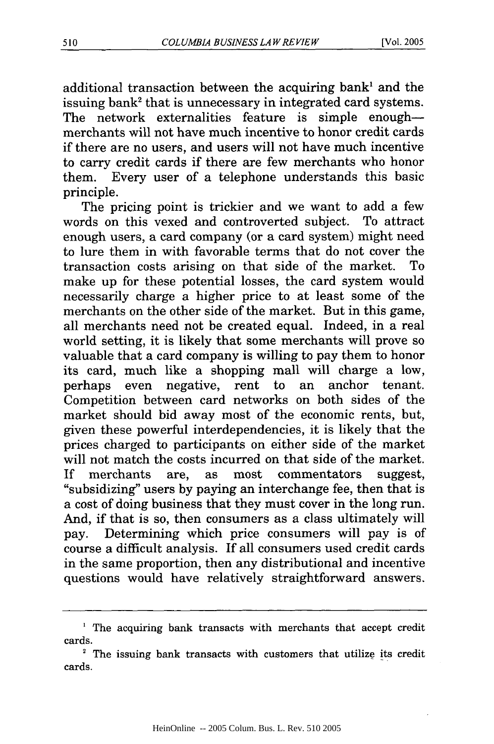additional transaction between the acquiring bank[1] and the issuing bank[2] that is unnecessary in integrated card systems. The network externalities feature is simple enough—merchants will not have much incentive to honor credit cards if there are no users, and users will not have much incentive to carry credit cards if there are few merchants who honor them. Every user of a telephone understands this basic principle.

The pricing point is trickier and we want to add a few words on this vexed and controverted subject. To attract enough users, a card company (or a card system) might need to lure them in with favorable terms that do not cover the transaction costs arising on that side of the market. To make up for these potential losses, the card system would necessarily charge a higher price to at least some of the merchants on the other side of the market. But in this game, all merchants need not be created equal. Indeed, in a real world setting, it is likely that some merchants will prove so valuable that a card company is willing to pay them to honor its card, much like a shopping mall will charge a low, perhaps even negative, rent to an anchor tenant. Competition between card networks on both sides of the market should bid away most of the economic rents, but, given these powerful interdependencies, it is likely that the prices charged to participants on either side of the market will not match the costs incurred on that side of the market. If merchants are, as most commentators suggest, "subsidizing" users by paying an interchange fee, then that is a cost of doing business that they must cover in the long run. And, if that is so, then consumers as a class ultimately will pay. Determining which price consumers will pay is of course a difficult analysis. If all consumers used credit cards in the same proportion, then any distributional and incentive questions would have relatively straightforward answers.

---

[1] The acquiring bank transacts with merchants that accept credit cards.

[2] The issuing bank transacts with customers that utilize its credit cards.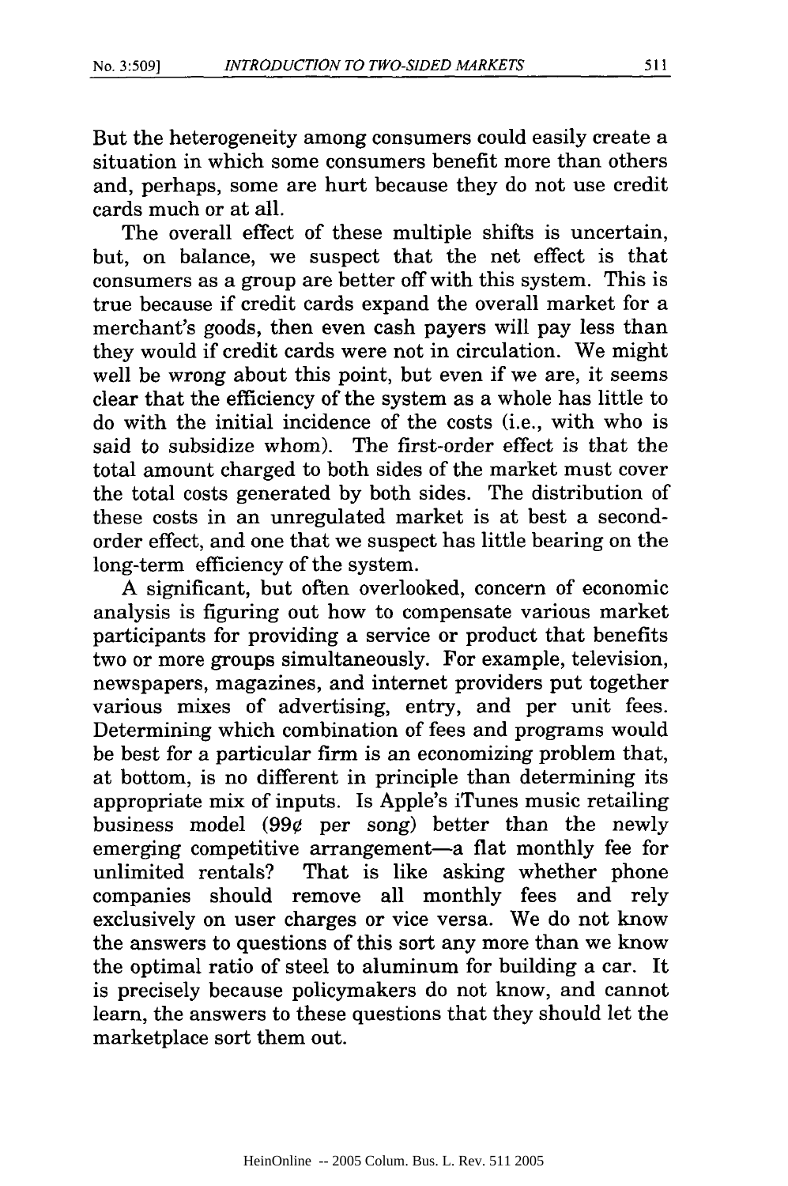But the heterogeneity among consumers could easily create a situation in which some consumers benefit more than others and, perhaps, some are hurt because they do not use credit cards much or at all.

The overall effect of these multiple shifts is uncertain, but, on balance, we suspect that the net effect is that consumers as a group are better off with this system. This is true because if credit cards expand the overall market for a merchant's goods, then even cash payers will pay less than they would if credit cards were not in circulation. We might well be wrong about this point, but even if we are, it seems clear that the efficiency of the system as a whole has little to do with the initial incidence of the costs (i.e., with who is said to subsidize whom). The first-order effect is that the total amount charged to both sides of the market must cover the total costs generated by both sides. The distribution of these costs in an unregulated market is at best a second-order effect, and one that we suspect has little bearing on the long-term efficiency of the system.

A significant, but often overlooked, concern of economic analysis is figuring out how to compensate various market participants for providing a service or product that benefits two or more groups simultaneously. For example, television, newspapers, magazines, and internet providers put together various mixes of advertising, entry, and per unit fees. Determining which combination of fees and programs would be best for a particular firm is an economizing problem that, at bottom, is no different in principle than determining its appropriate mix of inputs. Is Apple's iTunes music retailing business model (99¢ per song) better than the newly emerging competitive arrangement—a flat monthly fee for unlimited rentals? That is like asking whether phone companies should remove all monthly fees and rely exclusively on user charges or vice versa. We do not know the answers to questions of this sort any more than we know the optimal ratio of steel to aluminum for building a car. It is precisely because policymakers do not know, and cannot learn, the answers to these questions that they should let the marketplace sort them out.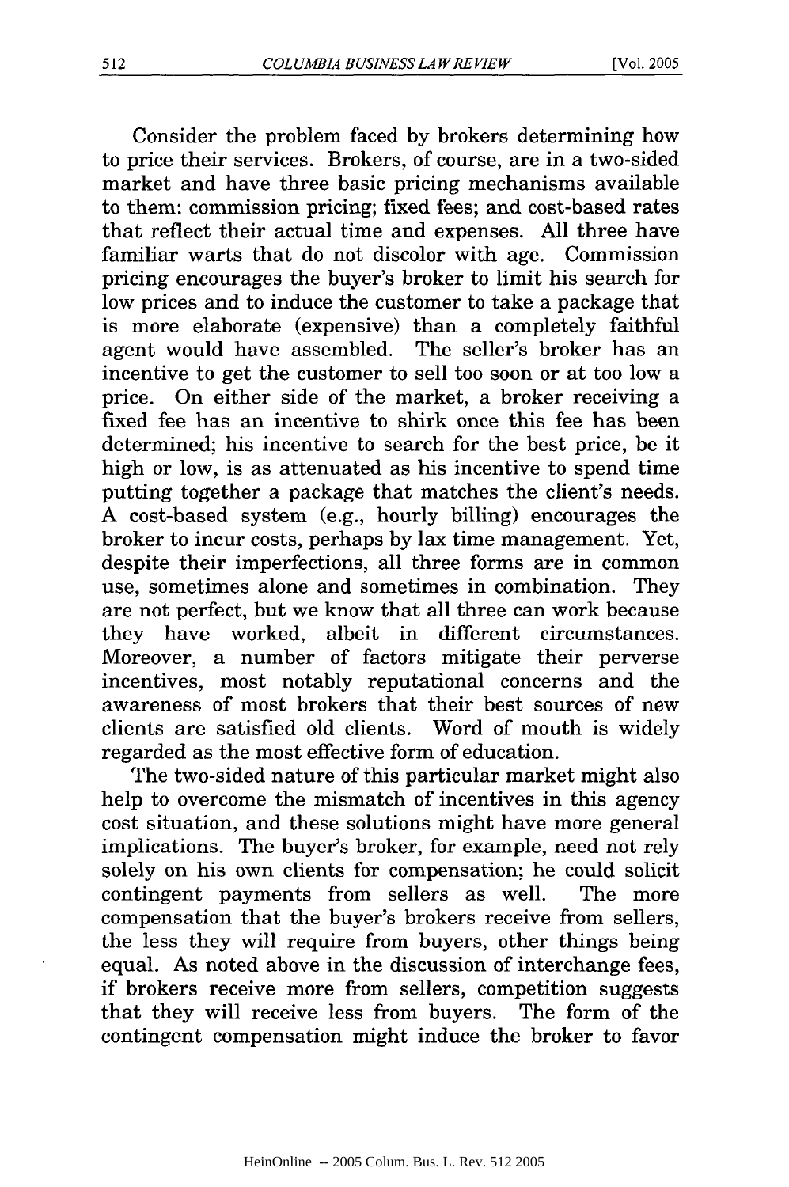Consider the problem faced by brokers determining how to price their services. Brokers, of course, are in a two-sided market and have three basic pricing mechanisms available to them: commission pricing; fixed fees; and cost-based rates that reflect their actual time and expenses. All three have familiar warts that do not discolor with age. Commission pricing encourages the buyer's broker to limit his search for low prices and to induce the customer to take a package that is more elaborate (expensive) than a completely faithful agent would have assembled. The seller's broker has an incentive to get the customer to sell too soon or at too low a price. On either side of the market, a broker receiving a fixed fee has an incentive to shirk once this fee has been determined; his incentive to search for the best price, be it high or low, is as attenuated as his incentive to spend time putting together a package that matches the client's needs. A cost-based system (e.g., hourly billing) encourages the broker to incur costs, perhaps by lax time management. Yet, despite their imperfections, all three forms are in common use, sometimes alone and sometimes in combination. They are not perfect, but we know that all three can work because they have worked, albeit in different circumstances. Moreover, a number of factors mitigate their perverse incentives, most notably reputational concerns and the awareness of most brokers that their best sources of new clients are satisfied old clients. Word of mouth is widely regarded as the most effective form of education.

The two-sided nature of this particular market might also help to overcome the mismatch of incentives in this agency cost situation, and these solutions might have more general implications. The buyer's broker, for example, need not rely solely on his own clients for compensation; he could solicit contingent payments from sellers as well. The more compensation that the buyer's brokers receive from sellers, the less they will require from buyers, other things being equal. As noted above in the discussion of interchange fees, if brokers receive more from sellers, competition suggests that they will receive less from buyers. The form of the contingent compensation might induce the broker to favor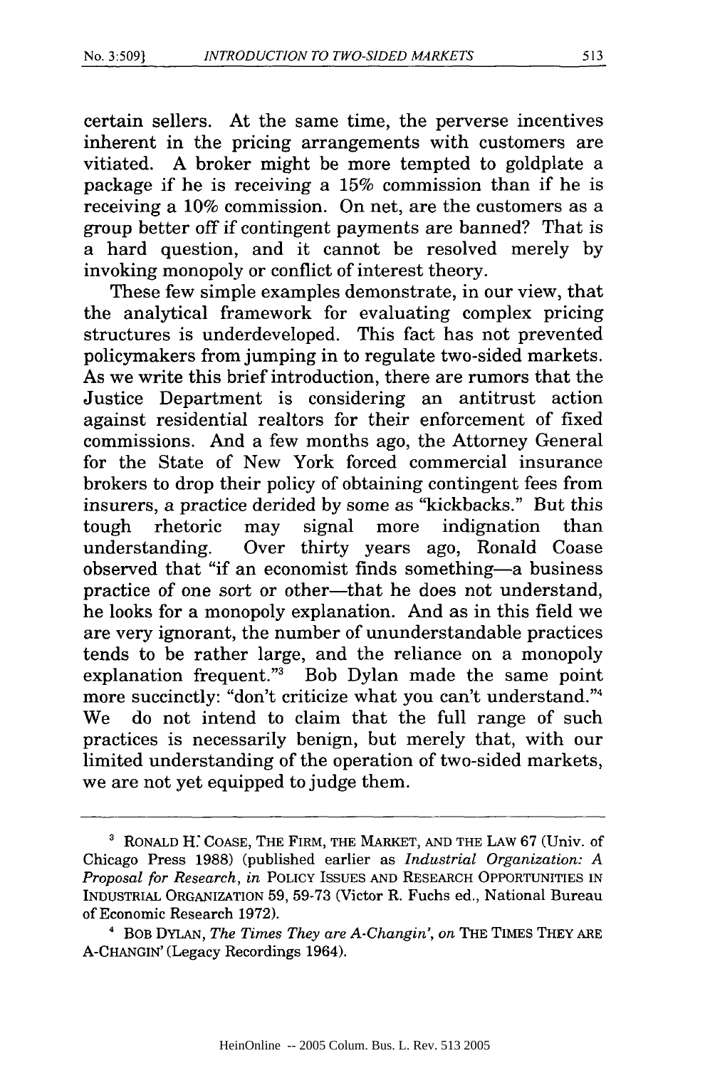certain sellers. At the same time, the perverse incentives inherent in the pricing arrangements with customers are vitiated. A broker might be more tempted to goldplate a package if he is receiving a 15% commission than if he is receiving a 10% commission. On net, are the customers as a group better off if contingent payments are banned? That is a hard question, and it cannot be resolved merely by invoking monopoly or conflict of interest theory.

These few simple examples demonstrate, in our view, that the analytical framework for evaluating complex pricing structures is underdeveloped. This fact has not prevented policymakers from jumping in to regulate two-sided markets. As we write this brief introduction, there are rumors that the Justice Department is considering an antitrust action against residential realtors for their enforcement of fixed commissions. And a few months ago, the Attorney General for the State of New York forced commercial insurance brokers to drop their policy of obtaining contingent fees from insurers, a practice derided by some as "kickbacks." But this tough rhetoric may signal more indignation than understanding. Over thirty years ago, Ronald Coase observed that "if an economist finds something—a business practice of one sort or other—that he does not understand, he looks for a monopoly explanation. And as in this field we are very ignorant, the number of ununderstandable practices tends to be rather large, and the reliance on a monopoly explanation frequent."[3] Bob Dylan made the same point more succinctly: "don't criticize what you can't understand."[4] We do not intend to claim that the full range of such practices is necessarily benign, but merely that, with our limited understanding of the operation of two-sided markets, we are not yet equipped to judge them.

---

[3] RONALD H. COASE, THE FIRM, THE MARKET, AND THE LAW 67 (Univ. of Chicago Press 1988) (published earlier as *Industrial Organization: A Proposal for Research*, *in* POLICY ISSUES AND RESEARCH OPPORTUNITIES IN INDUSTRIAL ORGANIZATION 59, 59-73 (Victor R. Fuchs ed., National Bureau of Economic Research 1972).

[4] BOB DYLAN, *The Times They are A-Changin'*, *on* THE TIMES THEY ARE A-CHANGIN' (Legacy Recordings 1964).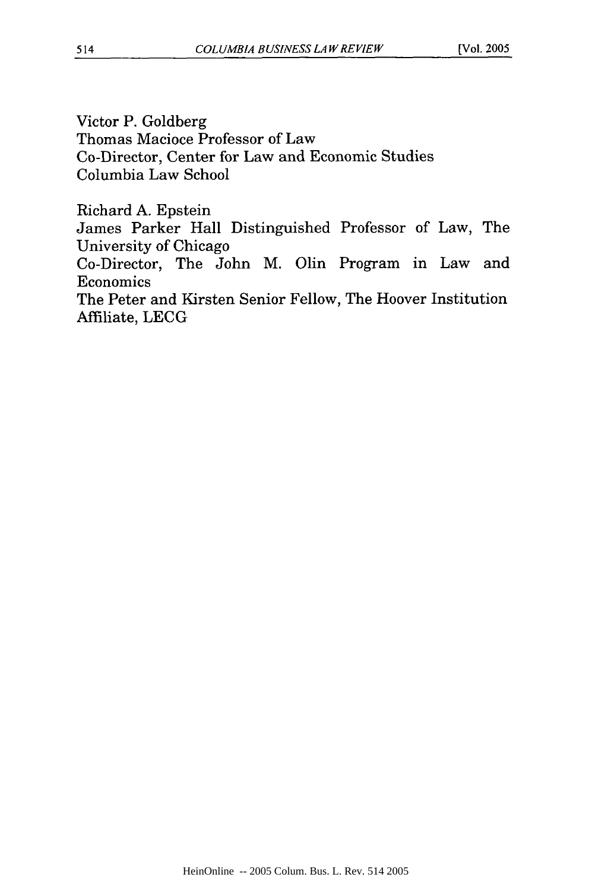Victor P. Goldberg
Thomas Macioce Professor of Law
Co-Director, Center for Law and Economic Studies
Columbia Law School

Richard A. Epstein
James Parker Hall Distinguished Professor of Law, The University of Chicago
Co-Director, The John M. Olin Program in Law and Economics
The Peter and Kirsten Senior Fellow, The Hoover Institution
Affiliate, LECG